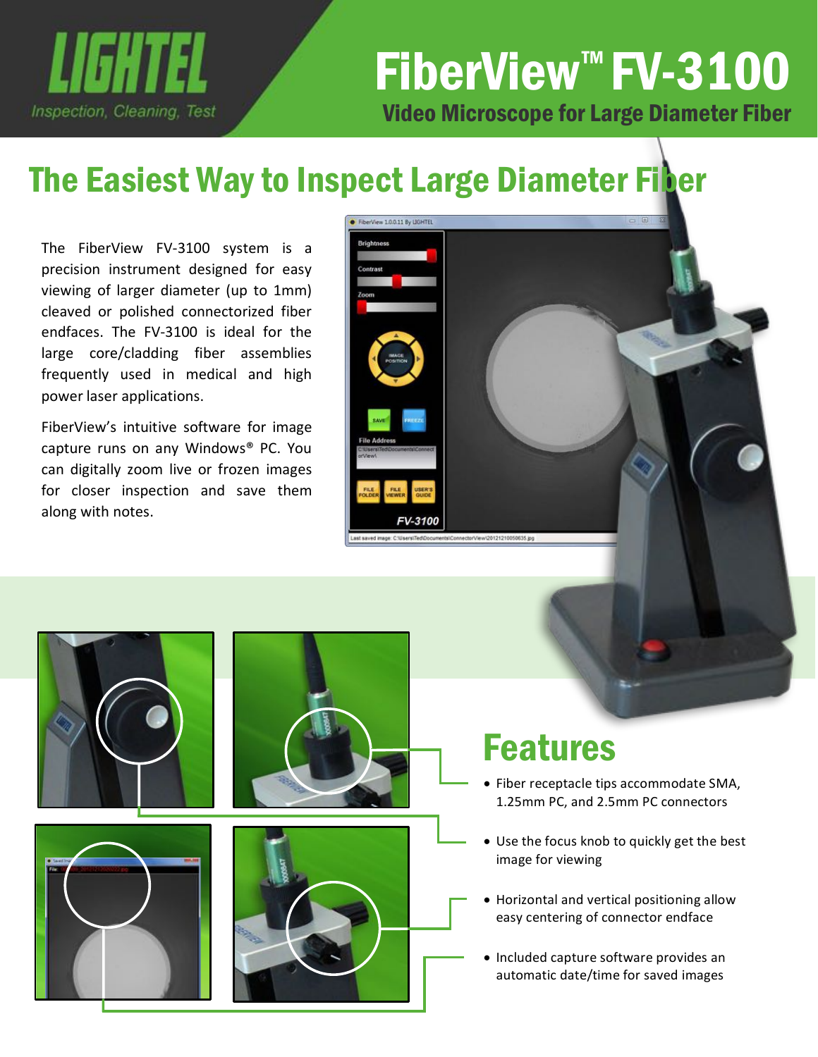LIGHTEL

Inspection, Cleaning, Test

# FiberView™ FV-3100

## Video Microscope for Large Diameter Fiber

## The Easiest Way to Inspect Large Diameter Fiber

The FiberView FV-3100 system is a precision instrument designed for easy viewing of larger diameter (up to 1mm) cleaved or polished connectorized fiber endfaces. The FV-3100 is ideal for the large core/cladding fiber assemblies frequently used in medical and high power laser applications.

FiberView's intuitive software for image capture runs on any Windows® PC. You can digitally zoom live or frozen images for closer inspection and save them along with notes.

## Features

- Fiber receptacle tips accommodate SMA, 1.25mm PC, and 2.5mm PC connectors
- Use the focus knob to quickly get the best image for viewing
- Horizontal and vertical positioning allow easy centering of connector endface
- Included capture software provides an automatic date/time for saved images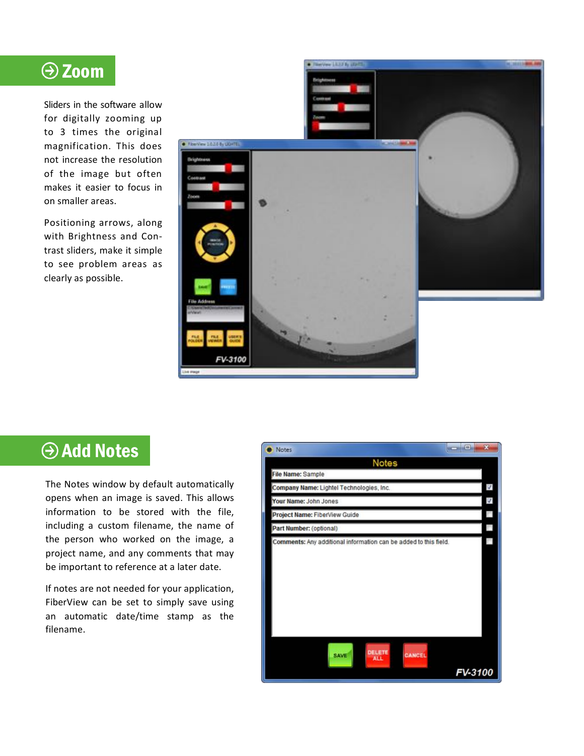## Zoom

Sliders in the software allow for digitally zooming up to 3 times the original magnification. This does not increase the resolution of the image but often makes it easier to focus in on smaller areas.

Positioning arrows, along with Brightness and Contrast sliders, make it simple to see problem areas as clearly as possible.

## Add Notes

The Notes window by default automatically opens when an image is saved. This allows information to be stored with the file, including a custom filename, the name of the person who worked on the image, a project name, and any comments that may be important to reference at a later date.

If notes are not needed for your application, FiberView can be set to simply save using an automatic date/time stamp as the filename.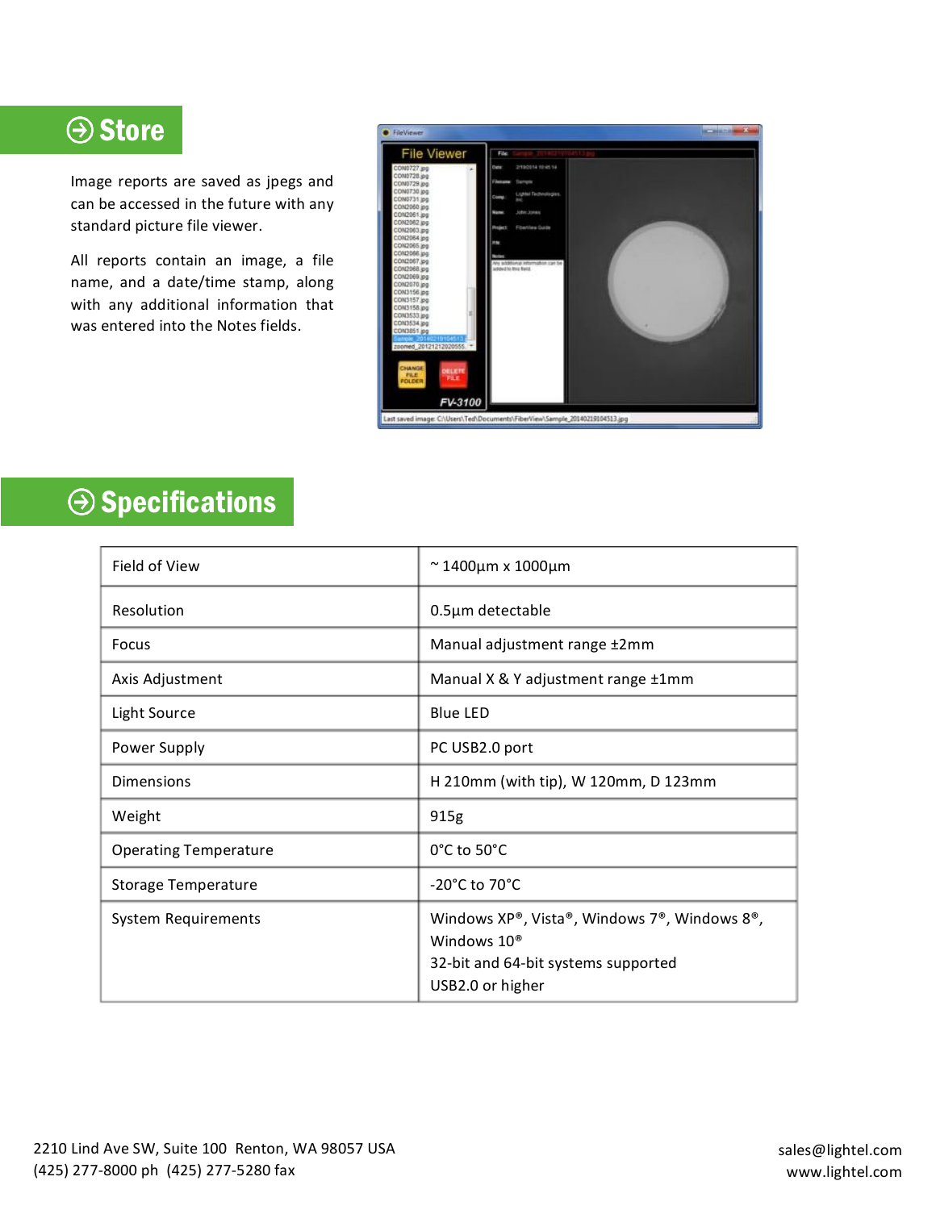## ➔ Store

Image reports are saved as jpegs and can be accessed in the future with any standard picture file viewer.

All reports contain an image, a file name, and a date/time stamp, along with any additional information that was entered into the Notes fields.

## ➔ Specifications

| | |
|---|---|
| Field of View | ~ 1400µm x 1000µm |
| Resolution | 0.5µm detectable |
| Focus | Manual adjustment range ±2mm |
| Axis Adjustment | Manual X & Y adjustment range ±1mm |
| Light Source | Blue LED |
| Power Supply | PC USB2.0 port |
| Dimensions | H 210mm (with tip), W 120mm, D 123mm |
| Weight | 915g |
| Operating Temperature | 0°C to 50°C |
| Storage Temperature | -20°C to 70°C |
| System Requirements | Windows XP®, Vista®, Windows 7®, Windows 8®, Windows 10®<br>32-bit and 64-bit systems supported<br>USB2.0 or higher |

2210 Lind Ave SW, Suite 100 Renton, WA 98057 USA
(425) 277-8000 ph (425) 277-5280 fax

sales@lightel.com
www.lightel.com